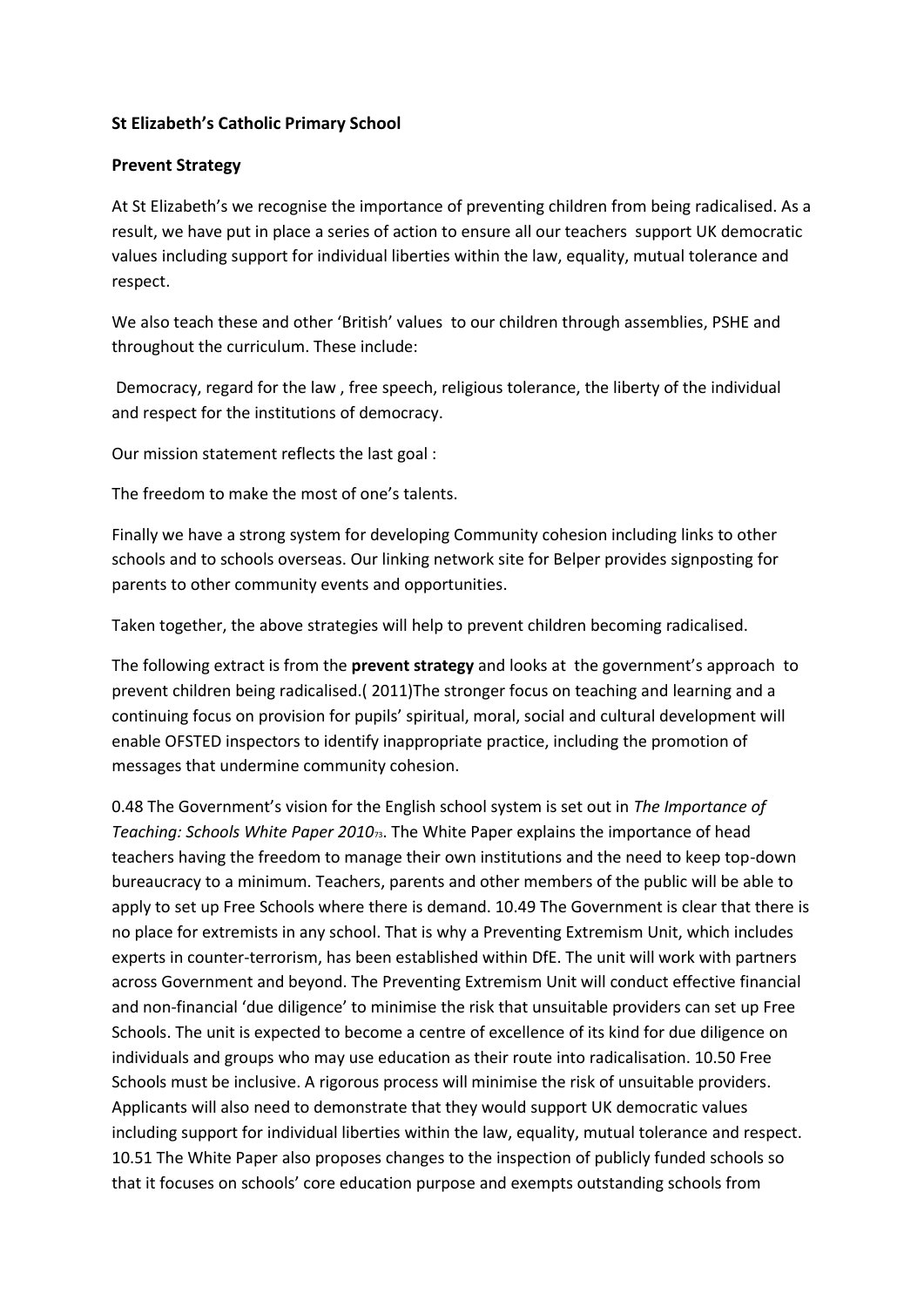**St Elizabeth's Catholic Primary School**

**Prevent Strategy**

At St Elizabeth's we recognise the importance of preventing children from being radicalised. As a result, we have put in place a series of action to ensure all our teachers support UK democratic values including support for individual liberties within the law, equality, mutual tolerance and respect.

We also teach these and other 'British' values to our children through assemblies, PSHE and throughout the curriculum. These include:

Democracy, regard for the law , free speech, religious tolerance, the liberty of the individual and respect for the institutions of democracy.

Our mission statement reflects the last goal :

The freedom to make the most of one's talents.

Finally we have a strong system for developing Community cohesion including links to other schools and to schools overseas. Our linking network site for Belper provides signposting for parents to other community events and opportunities.

Taken together, the above strategies will help to prevent children becoming radicalised.

The following extract is from the **prevent strategy** and looks at the government's approach to prevent children being radicalised.( 2011)The stronger focus on teaching and learning and a continuing focus on provision for pupils' spiritual, moral, social and cultural development will enable OFSTED inspectors to identify inappropriate practice, including the promotion of messages that undermine community cohesion.

0.48 The Government's vision for the English school system is set out in *The Importance of Teaching: Schools White Paper 2010*[73]. The White Paper explains the importance of head teachers having the freedom to manage their own institutions and the need to keep top-down bureaucracy to a minimum. Teachers, parents and other members of the public will be able to apply to set up Free Schools where there is demand. 10.49 The Government is clear that there is no place for extremists in any school. That is why a Preventing Extremism Unit, which includes experts in counter-terrorism, has been established within DfE. The unit will work with partners across Government and beyond. The Preventing Extremism Unit will conduct effective financial and non-financial 'due diligence' to minimise the risk that unsuitable providers can set up Free Schools. The unit is expected to become a centre of excellence of its kind for due diligence on individuals and groups who may use education as their route into radicalisation. 10.50 Free Schools must be inclusive. A rigorous process will minimise the risk of unsuitable providers. Applicants will also need to demonstrate that they would support UK democratic values including support for individual liberties within the law, equality, mutual tolerance and respect. 10.51 The White Paper also proposes changes to the inspection of publicly funded schools so that it focuses on schools' core education purpose and exempts outstanding schools from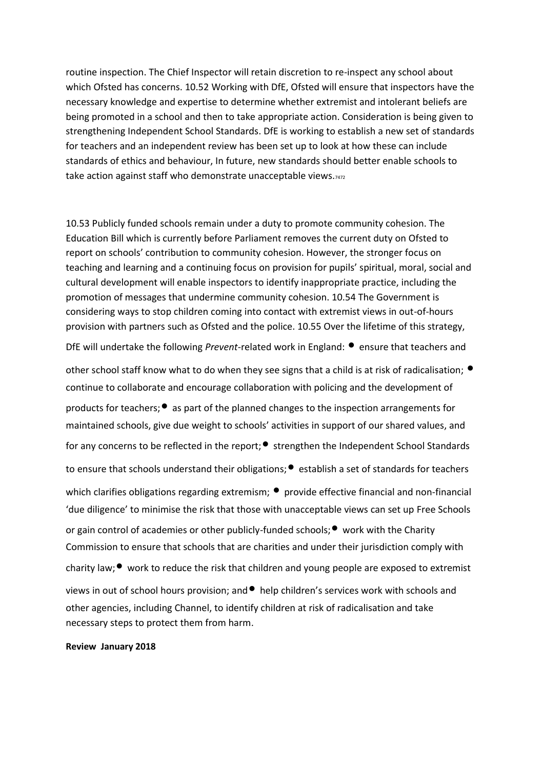routine inspection. The Chief Inspector will retain discretion to re-inspect any school about which Ofsted has concerns. 10.52 Working with DfE, Ofsted will ensure that inspectors have the necessary knowledge and expertise to determine whether extremist and intolerant beliefs are being promoted in a school and then to take appropriate action. Consideration is being given to strengthening Independent School Standards. DfE is working to establish a new set of standards for teachers and an independent review has been set up to look at how these can include standards of ethics and behaviour, In future, new standards should better enable schools to take action against staff who demonstrate unacceptable views.[7472]

10.53 Publicly funded schools remain under a duty to promote community cohesion. The Education Bill which is currently before Parliament removes the current duty on Ofsted to report on schools' contribution to community cohesion. However, the stronger focus on teaching and learning and a continuing focus on provision for pupils' spiritual, moral, social and cultural development will enable inspectors to identify inappropriate practice, including the promotion of messages that undermine community cohesion. 10.54 The Government is considering ways to stop children coming into contact with extremist views in out-of-hours provision with partners such as Ofsted and the police. 10.55 Over the lifetime of this strategy, DfE will undertake the following *Prevent*-related work in England:

- ensure that teachers and other school staff know what to do when they see signs that a child is at risk of radicalisation;
- continue to collaborate and encourage collaboration with policing and the development of products for teachers;
- as part of the planned changes to the inspection arrangements for maintained schools, give due weight to schools' activities in support of our shared values, and for any concerns to be reflected in the report;
- strengthen the Independent School Standards to ensure that schools understand their obligations;
- establish a set of standards for teachers which clarifies obligations regarding extremism;
- provide effective financial and non-financial 'due diligence' to minimise the risk that those with unacceptable views can set up Free Schools or gain control of academies or other publicly-funded schools;
- work with the Charity Commission to ensure that schools that are charities and under their jurisdiction comply with charity law;
- work to reduce the risk that children and young people are exposed to extremist views in out of school hours provision; and
- help children's services work with schools and other agencies, including Channel, to identify children at risk of radicalisation and take necessary steps to protect them from harm.

**Review January 2018**